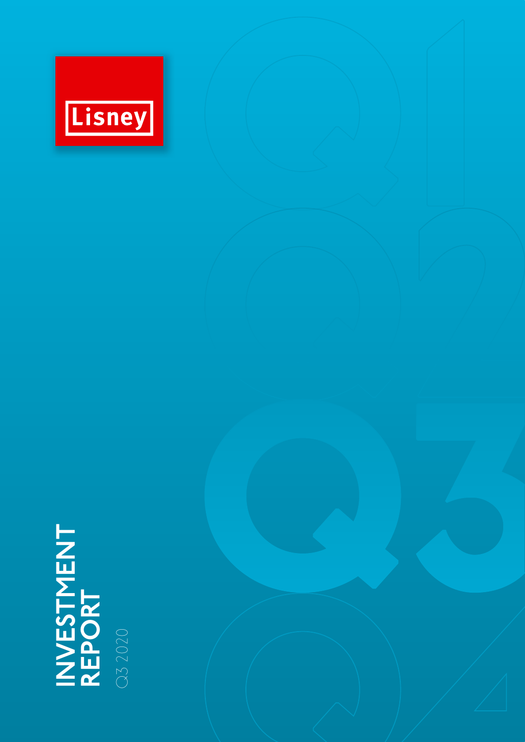Lisney

# INVESTMENT REPORT

Q3 2020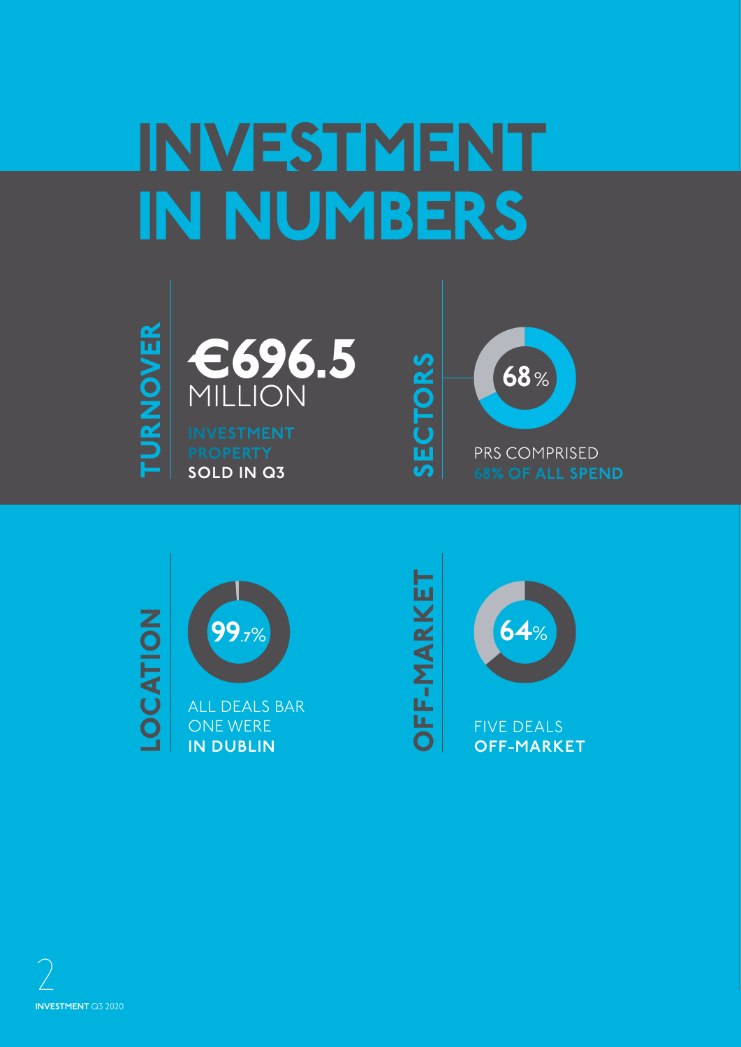# INVESTMENT IN NUMBERS

## TURNOVER

**€696.5** MILLION

INVESTMENT PROPERTY **SOLD IN Q3**

## SECTORS

**68**%

PRS COMPRISED **68% OF ALL SPEND**

## LOCATION

**99**.7%

ALL DEALS BAR ONE WERE **IN DUBLIN**

## OFF-MARKET

**64**%

FIVE DEALS **OFF-MARKET**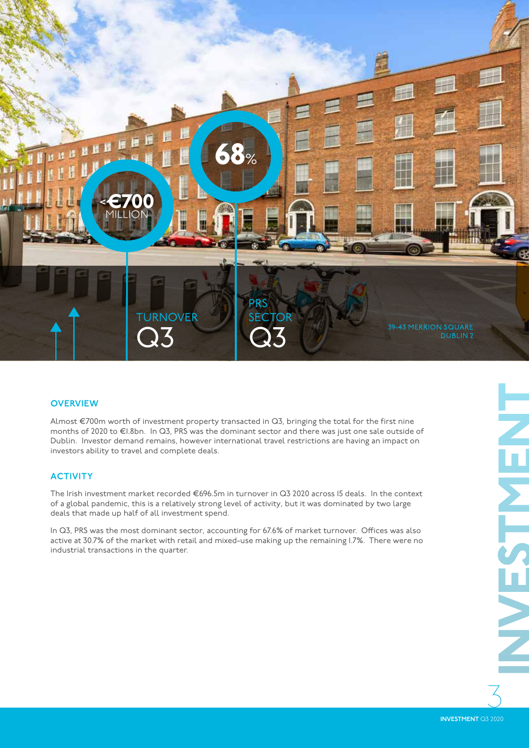<€700 MILLION

TURNOVER Q3

68%

PRS SECTOR Q3

39-43 MERRION SQUARE DUBLIN 2

# INVESTMENT

## OVERVIEW

Almost €700m worth of investment property transacted in Q3, bringing the total for the first nine months of 2020 to €1.8bn. In Q3, PRS was the dominant sector and there was just one sale outside of Dublin. Investor demand remains, however international travel restrictions are having an impact on investors ability to travel and complete deals.

## ACTIVITY

The Irish investment market recorded €696.5m in turnover in Q3 2020 across 15 deals. In the context of a global pandemic, this is a relatively strong level of activity, but it was dominated by two large deals that made up half of all investment spend.

In Q3, PRS was the most dominant sector, accounting for 67.6% of market turnover. Offices was also active at 30.7% of the market with retail and mixed-use making up the remaining 1.7%. There were no industrial transactions in the quarter.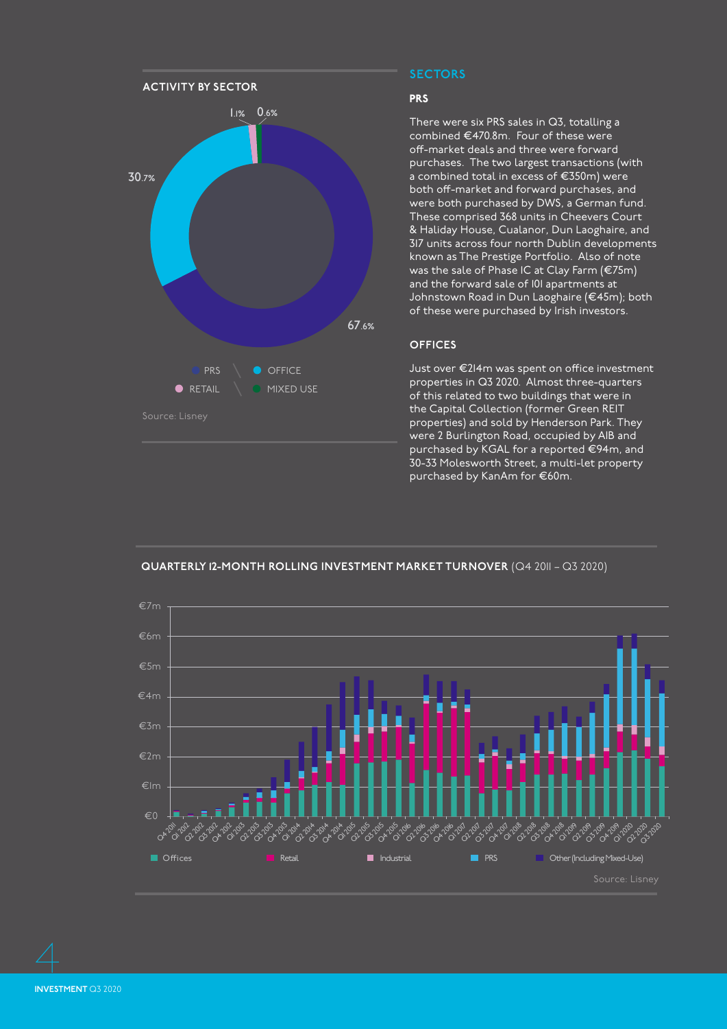## ACTIVITY BY SECTOR

1.1% 0.6%

30.7%

67.6%

PRS, OFFICE, RETAIL, MIXED USE

Source: Lisney

## SECTORS

### PRS

There were six PRS sales in Q3, totalling a combined €470.8m. Four of these were off-market deals and three were forward purchases. The two largest transactions (with a combined total in excess of €350m) were both off-market and forward purchases, and were both purchased by DWS, a German fund. These comprised 368 units in Cheevers Court & Haliday House, Cualanor, Dun Laoghaire, and 317 units across four north Dublin developments known as The Prestige Portfolio. Also of note was the sale of Phase 1C at Clay Farm (€75m) and the forward sale of 101 apartments at Johnstown Road in Dun Laoghaire (€45m); both of these were purchased by Irish investors.

### OFFICES

Just over €214m was spent on office investment properties in Q3 2020. Almost three-quarters of this related to two buildings that were in the Capital Collection (former Green REIT properties) and sold by Henderson Park. They were 2 Burlington Road, occupied by AIB and purchased by KGAL for a reported €94m, and 30-33 Molesworth Street, a multi-let property purchased by KanAm for €60m.

## QUARTERLY 12-MONTH ROLLING INVESTMENT MARKET TURNOVER (Q4 2011 – Q3 2020)

€7m, €6m, €5m, €4m, €3m, €2m, €1m, €0

Q4 2011 – Q3 2020

Offices, Retail, Industrial, PRS, Other (Including Mixed-Use)

Source: Lisney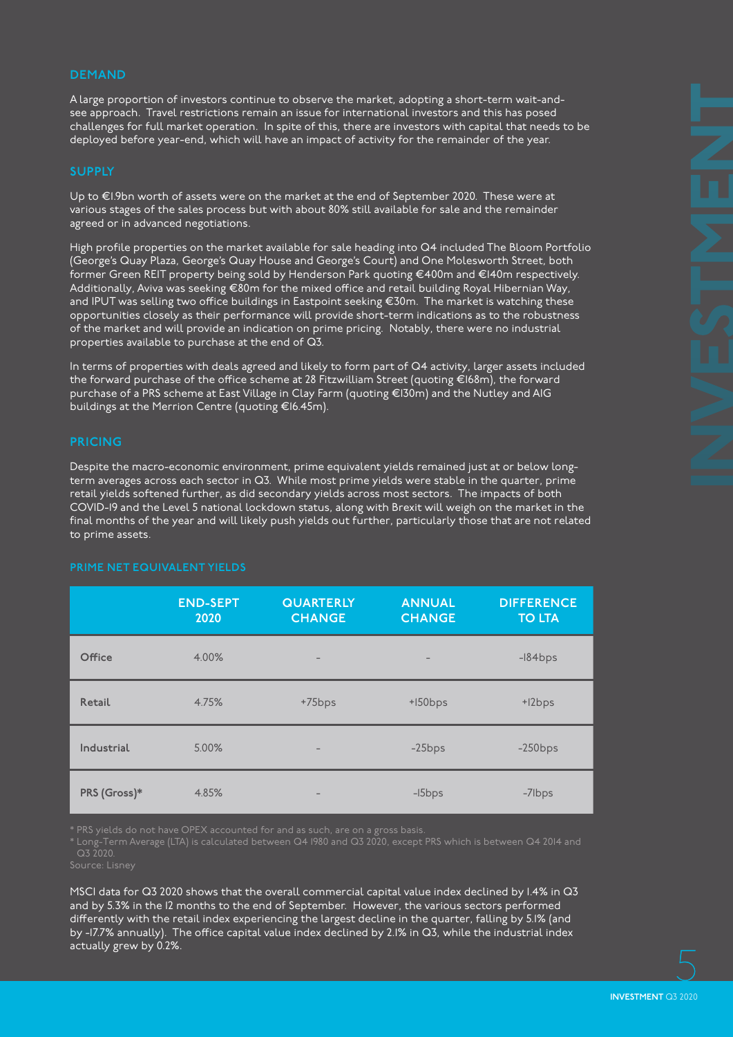## DEMAND

A large proportion of investors continue to observe the market, adopting a short-term wait-and-see approach. Travel restrictions remain an issue for international investors and this has posed challenges for full market operation. In spite of this, there are investors with capital that needs to be deployed before year-end, which will have an impact of activity for the remainder of the year.

## SUPPLY

Up to €1.9bn worth of assets were on the market at the end of September 2020. These were at various stages of the sales process but with about 80% still available for sale and the remainder agreed or in advanced negotiations.

High profile properties on the market available for sale heading into Q4 included The Bloom Portfolio (George's Quay Plaza, George's Quay House and George's Court) and One Molesworth Street, both former Green REIT property being sold by Henderson Park quoting €400m and €140m respectively. Additionally, Aviva was seeking €80m for the mixed office and retail building Royal Hibernian Way, and IPUT was selling two office buildings in Eastpoint seeking €30m. The market is watching these opportunities closely as their performance will provide short-term indications as to the robustness of the market and will provide an indication on prime pricing. Notably, there were no industrial properties available to purchase at the end of Q3.

In terms of properties with deals agreed and likely to form part of Q4 activity, larger assets included the forward purchase of the office scheme at 28 Fitzwilliam Street (quoting €168m), the forward purchase of a PRS scheme at East Village in Clay Farm (quoting €130m) and the Nutley and AIG buildings at the Merrion Centre (quoting €16.45m).

## PRICING

Despite the macro-economic environment, prime equivalent yields remained just at or below long-term averages across each sector in Q3. While most prime yields were stable in the quarter, prime retail yields softened further, as did secondary yields across most sectors. The impacts of both COVID-19 and the Level 5 national lockdown status, along with Brexit will weigh on the market in the final months of the year and will likely push yields out further, particularly those that are not related to prime assets.

### PRIME NET EQUIVALENT YIELDS

| | END-SEPT 2020 | QUARTERLY CHANGE | ANNUAL CHANGE | DIFFERENCE TO LTA |
|---|---|---|---|---|
| Office | 4.00% | - | - | -184bps |
| Retail | 4.75% | +75bps | +150bps | +12bps |
| Industrial | 5.00% | - | -25bps | -250bps |
| PRS (Gross)* | 4.85% | - | -15bps | -71bps |

* PRS yields do not have OPEX accounted for and as such, are on a gross basis.
* Long-Term Average (LTA) is calculated between Q4 1980 and Q3 2020, except PRS which is between Q4 2014 and Q3 2020.
Source: Lisney

MSCI data for Q3 2020 shows that the overall commercial capital value index declined by 1.4% in Q3 and by 5.3% in the 12 months to the end of September. However, the various sectors performed differently with the retail index experiencing the largest decline in the quarter, falling by 5.1% (and by -17.7% annually). The office capital value index declined by 2.1% in Q3, while the industrial index actually grew by 0.2%.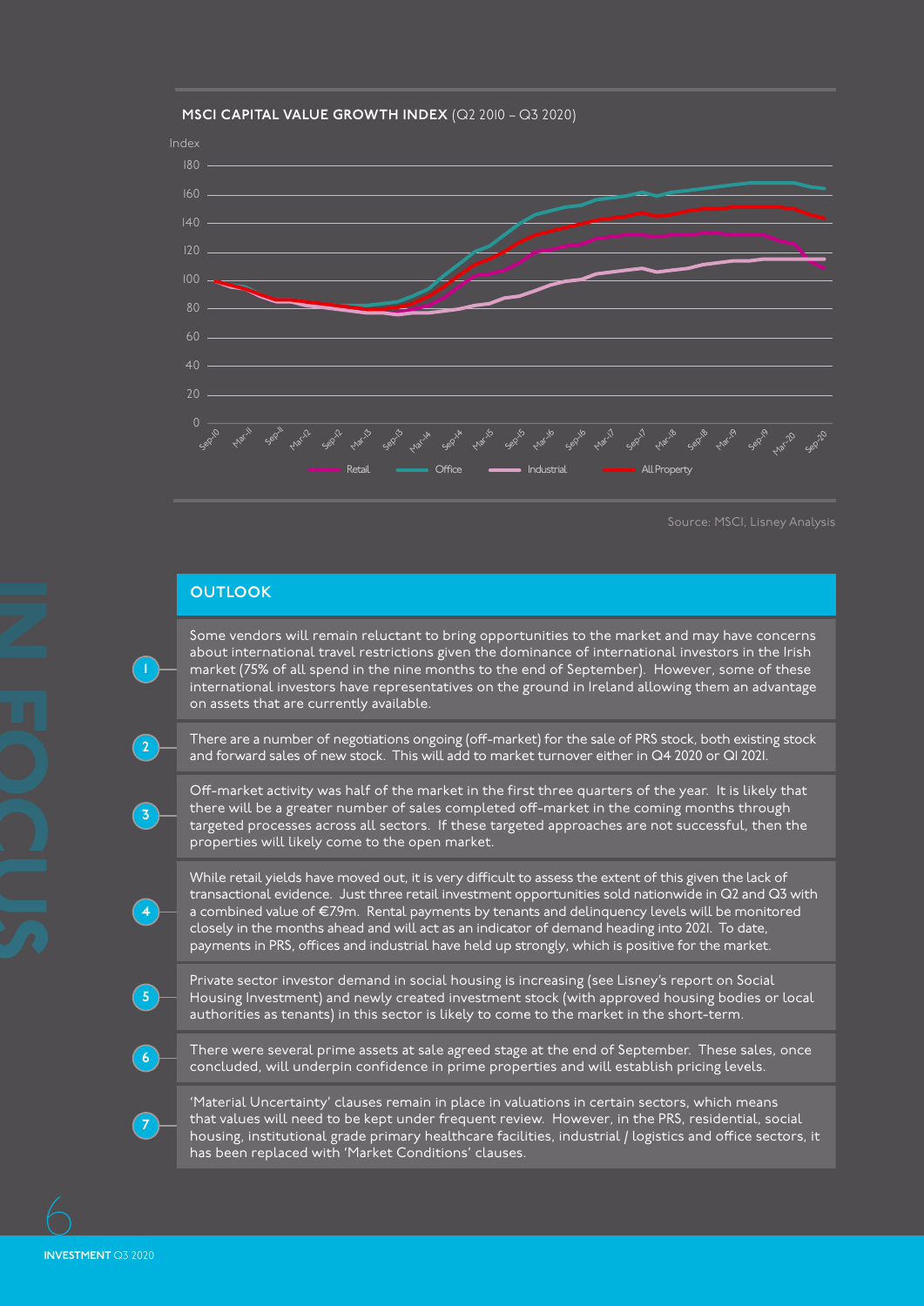**MSCI CAPITAL VALUE GROWTH INDEX** (Q2 2010 – Q3 2020)

Source: MSCI, Lisney Analysis

## OUTLOOK

1. Some vendors will remain reluctant to bring opportunities to the market and may have concerns about international travel restrictions given the dominance of international investors in the Irish market (75% of all spend in the nine months to the end of September). However, some of these international investors have representatives on the ground in Ireland allowing them an advantage on assets that are currently available.

2. There are a number of negotiations ongoing (off-market) for the sale of PRS stock, both existing stock and forward sales of new stock. This will add to market turnover either in Q4 2020 or Q1 2021.

3. Off-market activity was half of the market in the first three quarters of the year. It is likely that there will be a greater number of sales completed off-market in the coming months through targeted processes across all sectors. If these targeted approaches are not successful, then the properties will likely come to the open market.

4. While retail yields have moved out, it is very difficult to assess the extent of this given the lack of transactional evidence. Just three retail investment opportunities sold nationwide in Q2 and Q3 with a combined value of €7.9m. Rental payments by tenants and delinquency levels will be monitored closely in the months ahead and will act as an indicator of demand heading into 2021. To date, payments in PRS, offices and industrial have held up strongly, which is positive for the market.

5. Private sector investor demand in social housing is increasing (see Lisney's report on Social Housing Investment) and newly created investment stock (with approved housing bodies or local authorities as tenants) in this sector is likely to come to the market in the short-term.

6. There were several prime assets at sale agreed stage at the end of September. These sales, once concluded, will underpin confidence in prime properties and will establish pricing levels.

7. 'Material Uncertainty' clauses remain in place in valuations in certain sectors, which means that values will need to be kept under frequent review. However, in the PRS, residential, social housing, institutional grade primary healthcare facilities, industrial / logistics and office sectors, it has been replaced with 'Market Conditions' clauses.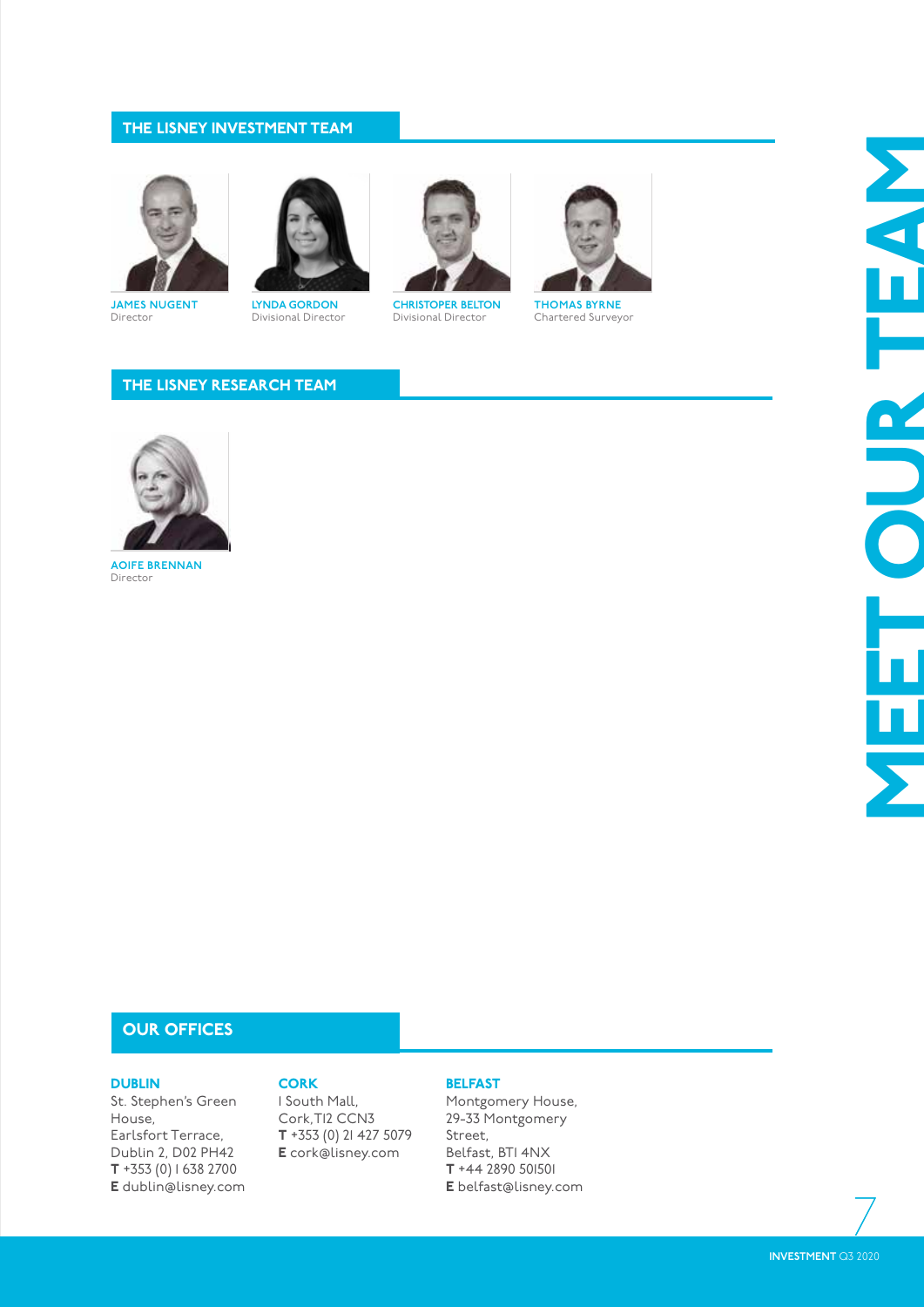# MEET OUR TEAM

## THE LISNEY INVESTMENT TEAM

**JAMES NUGENT**
Director

**LYNDA GORDON**
Divisional Director

**CHRISTOPER BELTON**
Divisional Director

**THOMAS BYRNE**
Chartered Surveyor

## THE LISNEY RESEARCH TEAM

**AOIFE BRENNAN**
Director

## OUR OFFICES

### DUBLIN

St. Stephen's Green House,
Earlsfort Terrace,
Dublin 2, D02 PH42
**T** +353 (0) 1 638 2700
**E** dublin@lisney.com

### CORK

1 South Mall,
Cork, T12 CCN3
**T** +353 (0) 21 427 5079
**E** cork@lisney.com

### BELFAST

Montgomery House,
29-33 Montgomery Street,
Belfast, BT1 4NX
**T** +44 2890 501501
**E** belfast@lisney.com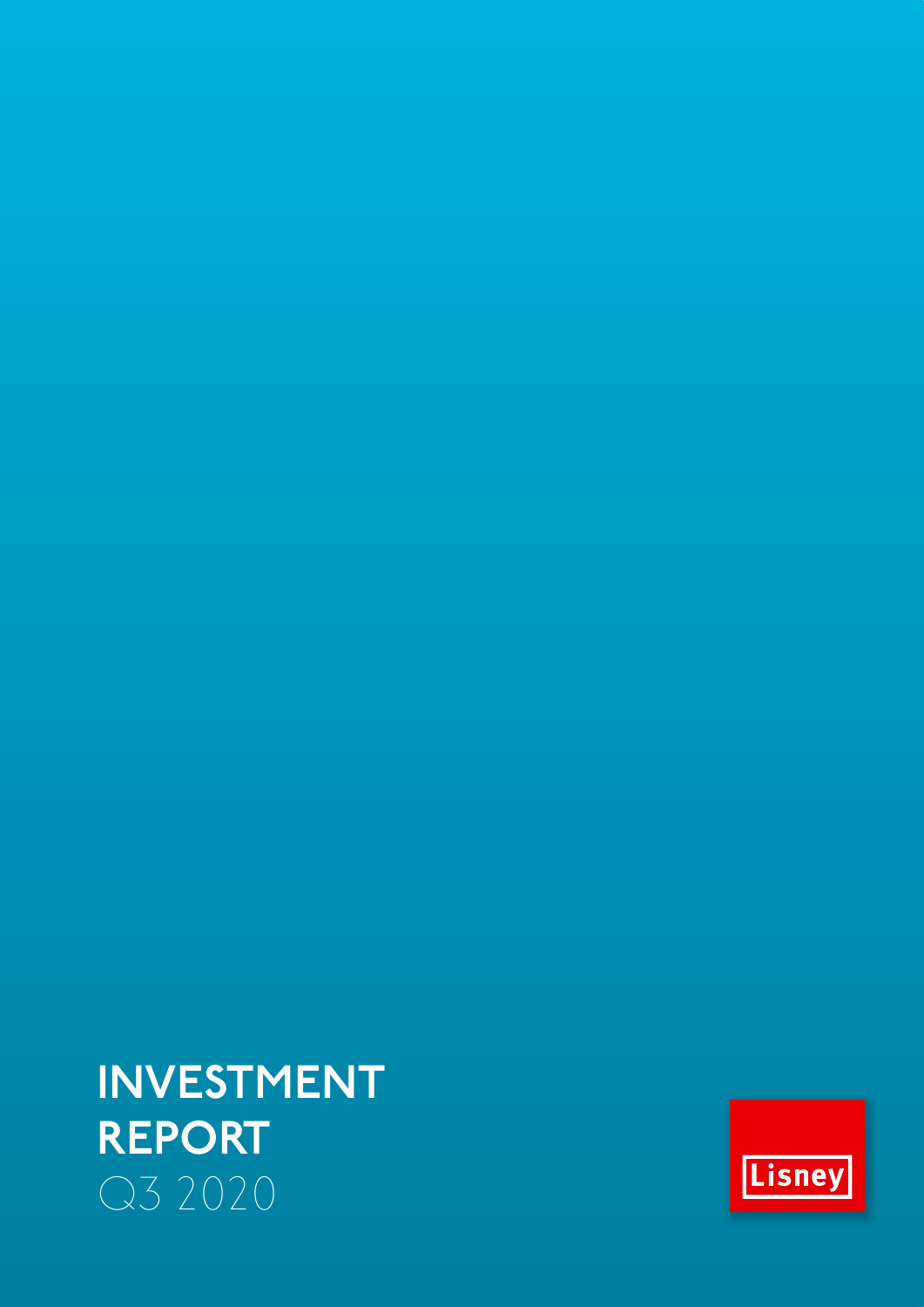# INVESTMENT REPORT

Q3 2020

Lisney